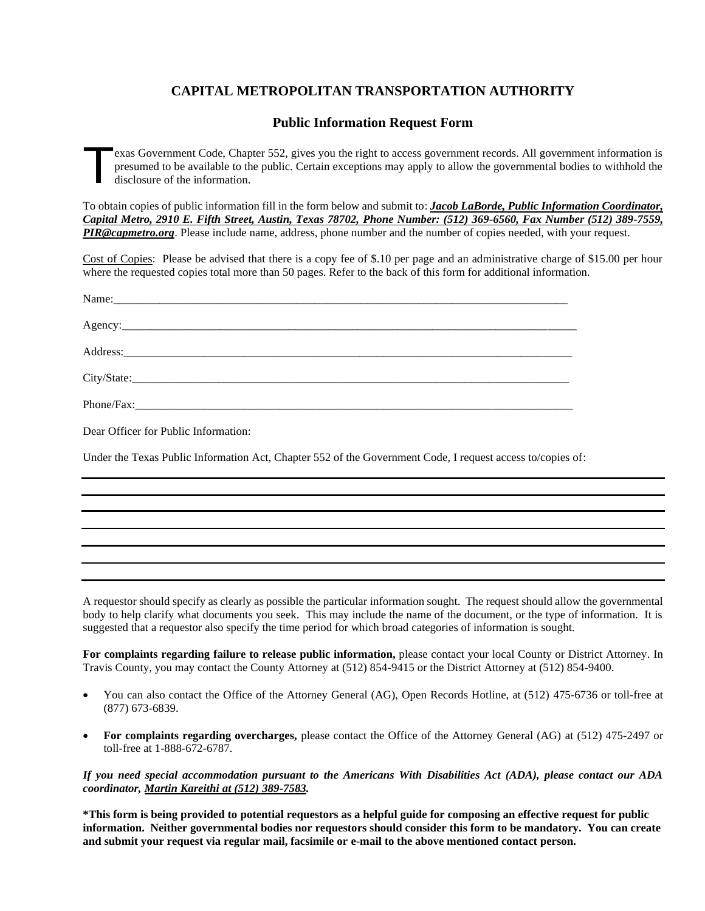# CAPITAL METROPOLITAN TRANSPORTATION AUTHORITY

## Public Information Request Form

Texas Government Code, Chapter 552, gives you the right to access government records. All government information is presumed to be available to the public. Certain exceptions may apply to allow the governmental bodies to withhold the disclosure of the information.

To obtain copies of public information fill in the form below and submit to: ***Jacob LaBorde, Public Information Coordinator, Capital Metro, 2910 E. Fifth Street, Austin, Texas 78702, Phone Number: (512) 369-6560, Fax Number (512) 389-7559, PIR@capmetro.org***. Please include name, address, phone number and the number of copies needed, with your request.

Cost of Copies: Please be advised that there is a copy fee of $.10 per page and an administrative charge of $15.00 per hour where the requested copies total more than 50 pages. Refer to the back of this form for additional information.

Name:_______________________________________________________________________________

Agency:______________________________________________________________________________

Address:_____________________________________________________________________________

City/State:___________________________________________________________________________

Phone/Fax:___________________________________________________________________________

Dear Officer for Public Information:

Under the Texas Public Information Act, Chapter 552 of the Government Code, I request access to/copies of:

_______________________________________________________________________________________

_______________________________________________________________________________________

_______________________________________________________________________________________

_______________________________________________________________________________________

_______________________________________________________________________________________

_______________________________________________________________________________________

_______________________________________________________________________________________

A requestor should specify as clearly as possible the particular information sought. The request should allow the governmental body to help clarify what documents you seek. This may include the name of the document, or the type of information. It is suggested that a requestor also specify the time period for which broad categories of information is sought.

**For complaints regarding failure to release public information,** please contact your local County or District Attorney. In Travis County, you may contact the County Attorney at (512) 854-9415 or the District Attorney at (512) 854-9400.

- You can also contact the Office of the Attorney General (AG), Open Records Hotline, at (512) 475-6736 or toll-free at (877) 673-6839.

- **For complaints regarding overcharges,** please contact the Office of the Attorney General (AG) at (512) 475-2497 or toll-free at 1-888-672-6787.

***If you need special accommodation pursuant to the Americans With Disabilities Act (ADA), please contact our ADA coordinator, Martin Kareithi at (512) 389-7583.***

**\*This form is being provided to potential requestors as a helpful guide for composing an effective request for public information. Neither governmental bodies nor requestors should consider this form to be mandatory. You can create and submit your request via regular mail, facsimile or e-mail to the above mentioned contact person.**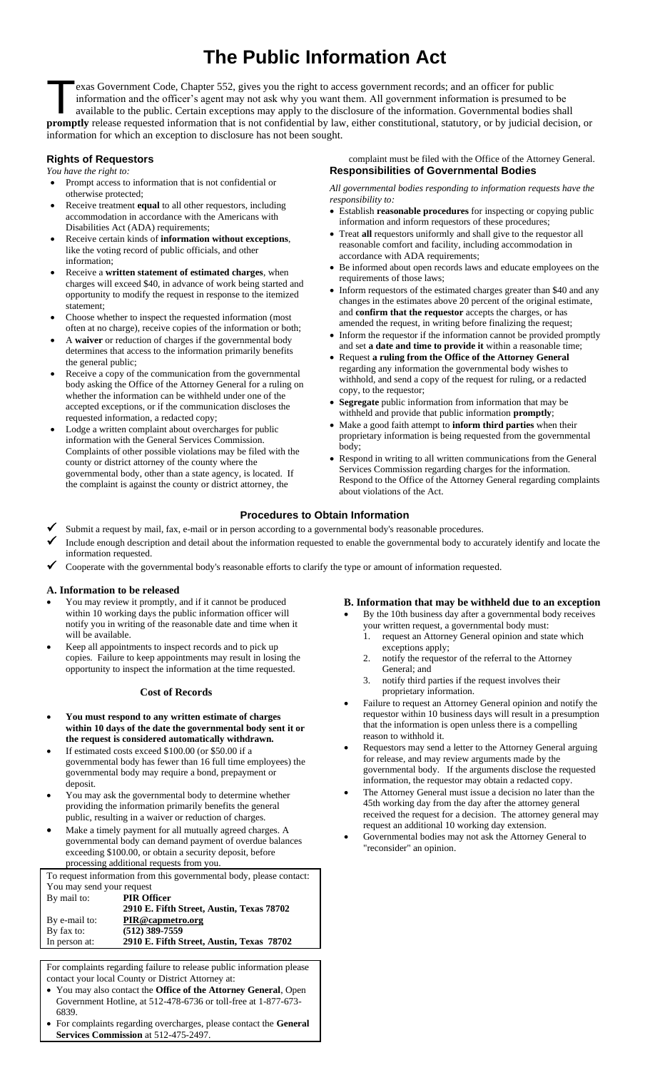# The Public Information Act

Texas Government Code, Chapter 552, gives you the right to access government records; and an officer for public information and the officer's agent may not ask why you want them. All government information is presumed to be available to the public. Certain exceptions may apply to the disclosure of the information. Governmental bodies shall **promptly** release requested information that is not confidential by law, either constitutional, statutory, or by judicial decision, or information for which an exception to disclosure has not been sought.

## Rights of Requestors

*You have the right to:*

- Prompt access to information that is not confidential or otherwise protected;
- Receive treatment **equal** to all other requestors, including accommodation in accordance with the Americans with Disabilities Act (ADA) requirements;
- Receive certain kinds of **information without exceptions**, like the voting record of public officials, and other information;
- Receive a **written statement of estimated charges**, when charges will exceed $40, in advance of work being started and opportunity to modify the request in response to the itemized statement;
- Choose whether to inspect the requested information (most often at no charge), receive copies of the information or both;
- A **waiver** or reduction of charges if the governmental body determines that access to the information primarily benefits the general public;
- Receive a copy of the communication from the governmental body asking the Office of the Attorney General for a ruling on whether the information can be withheld under one of the accepted exceptions, or if the communication discloses the requested information, a redacted copy;
- Lodge a written complaint about overcharges for public information with the General Services Commission. Complaints of other possible violations may be filed with the county or district attorney of the county where the governmental body, other than a state agency, is located. If the complaint is against the county or district attorney, the complaint must be filed with the Office of the Attorney General.

## Responsibilities of Governmental Bodies

*All governmental bodies responding to information requests have the responsibility to:*

- Establish **reasonable procedures** for inspecting or copying public information and inform requestors of these procedures;
- Treat **all** requestors uniformly and shall give to the requestor all reasonable comfort and facility, including accommodation in accordance with ADA requirements;
- Be informed about open records laws and educate employees on the requirements of those laws;
- Inform requestors of the estimated charges greater than $40 and any changes in the estimates above 20 percent of the original estimate, and **confirm that the requestor** accepts the charges, or has amended the request, in writing before finalizing the request;
- Inform the requestor if the information cannot be provided promptly and set **a date and time to provide it** within a reasonable time;
- Request **a ruling from the Office of the Attorney General** regarding any information the governmental body wishes to withhold, and send a copy of the request for ruling, or a redacted copy, to the requestor;
- **Segregate** public information from information that may be withheld and provide that public information **promptly**;
- Make a good faith attempt to **inform third parties** when their proprietary information is being requested from the governmental body;
- Respond in writing to all written communications from the General Services Commission regarding charges for the information. Respond to the Office of the Attorney General regarding complaints about violations of the Act.

## Procedures to Obtain Information

- ✓ Submit a request by mail, fax, e-mail or in person according to a governmental body's reasonable procedures.
- ✓ Include enough description and detail about the information requested to enable the governmental body to accurately identify and locate the information requested.
- ✓ Cooperate with the governmental body's reasonable efforts to clarify the type or amount of information requested.

### A. Information to be released

- You may review it promptly, and if it cannot be produced within 10 working days the public information officer will notify you in writing of the reasonable date and time when it will be available.
- Keep all appointments to inspect records and to pick up copies. Failure to keep appointments may result in losing the opportunity to inspect the information at the time requested.

### Cost of Records

- **You must respond to any written estimate of charges within 10 days of the date the governmental body sent it or the request is considered automatically withdrawn.**
- If estimated costs exceed $100.00 (or $50.00 if a governmental body has fewer than 16 full time employees) the governmental body may require a bond, prepayment or deposit.
- You may ask the governmental body to determine whether providing the information primarily benefits the general public, resulting in a waiver or reduction of charges.
- Make a timely payment for all mutually agreed charges. A governmental body can demand payment of overdue balances exceeding $100.00, or obtain a security deposit, before processing additional requests from you.

To request information from this governmental body, please contact:
You may send your request

| | |
|---|---|
| By mail to: | **PIR Officer**<br>**2910 E. Fifth Street, Austin, Texas 78702** |
| By e-mail to: | **PIR@capmetro.org** |
| By fax to: | **(512) 389-7559** |
| In person at: | **2910 E. Fifth Street, Austin, Texas 78702** |

For complaints regarding failure to release public information please contact your local County or District Attorney at:

- You may also contact the **Office of the Attorney General**, Open Government Hotline, at 512-478-6736 or toll-free at 1-877-673-6839.
- For complaints regarding overcharges, please contact the **General Services Commission** at 512-475-2497.

### B. Information that may be withheld due to an exception

- By the 10th business day after a governmental body receives your written request, a governmental body must:
  1. request an Attorney General opinion and state which exceptions apply;
  2. notify the requestor of the referral to the Attorney General; and
  3. notify third parties if the request involves their proprietary information.
- Failure to request an Attorney General opinion and notify the requestor within 10 business days will result in a presumption that the information is open unless there is a compelling reason to withhold it.
- Requestors may send a letter to the Attorney General arguing for release, and may review arguments made by the governmental body. If the arguments disclose the requested information, the requestor may obtain a redacted copy.
- The Attorney General must issue a decision no later than the 45th working day from the day after the attorney general received the request for a decision. The attorney general may request an additional 10 working day extension.
- Governmental bodies may not ask the Attorney General to "reconsider" an opinion.